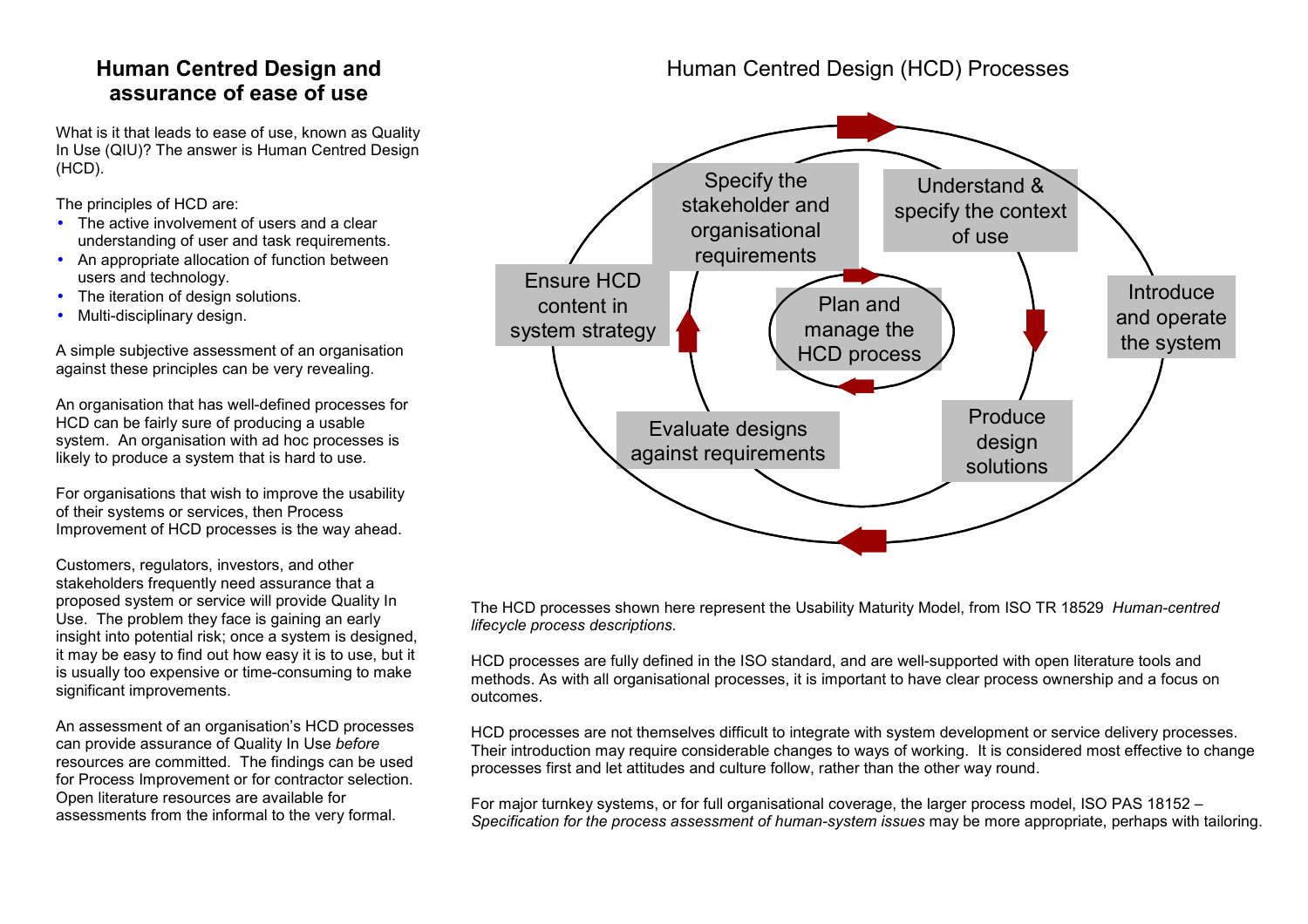## Human Centred Design and assurance of ease of use

What is it that leads to ease of use, known as Quality In Use (QIU)? The answer is Human Centred Design (HCD).

The principles of HCD are:

- The active involvement of users and a clear understanding of user and task requirements.
- An appropriate allocation of function between users and technology.
- The iteration of design solutions.
- Multi-disciplinary design.

A simple subjective assessment of an organisation against these principles can be very revealing.

An organisation that has well-defined processes for HCD can be fairly sure of producing a usable system. An organisation with ad hoc processes is likely to produce a system that is hard to use.

For organisations that wish to improve the usability of their systems or services, then Process Improvement of HCD processes is the way ahead.

Customers, regulators, investors, and other stakeholders frequently need assurance that a proposed system or service will provide Quality In Use. The problem they face is gaining an early insight into potential risk; once a system is designed, it may be easy to find out how easy it is to use, but it is usually too expensive or time-consuming to make significant improvements.

An assessment of an organisation's HCD processes can provide assurance of Quality In Use *before* resources are committed. The findings can be used for Process Improvement or for contractor selection. Open literature resources are available for assessments from the informal to the very formal.

## Human Centred Design (HCD) Processes

Specify the stakeholder and organisational requirements

Understand & specify the context of use

Ensure HCD content in system strategy

Plan and manage the HCD process

Introduce and operate the system

Evaluate designs against requirements

Produce design solutions

The HCD processes shown here represent the Usability Maturity Model, from ISO TR 18529 *Human-centred lifecycle process descriptions.*

HCD processes are fully defined in the ISO standard, and are well-supported with open literature tools and methods. As with all organisational processes, it is important to have clear process ownership and a focus on outcomes.

HCD processes are not themselves difficult to integrate with system development or service delivery processes. Their introduction may require considerable changes to ways of working. It is considered most effective to change processes first and let attitudes and culture follow, rather than the other way round.

For major turnkey systems, or for full organisational coverage, the larger process model, ISO PAS 18152 – *Specification for the process assessment of human-system issues* may be more appropriate, perhaps with tailoring.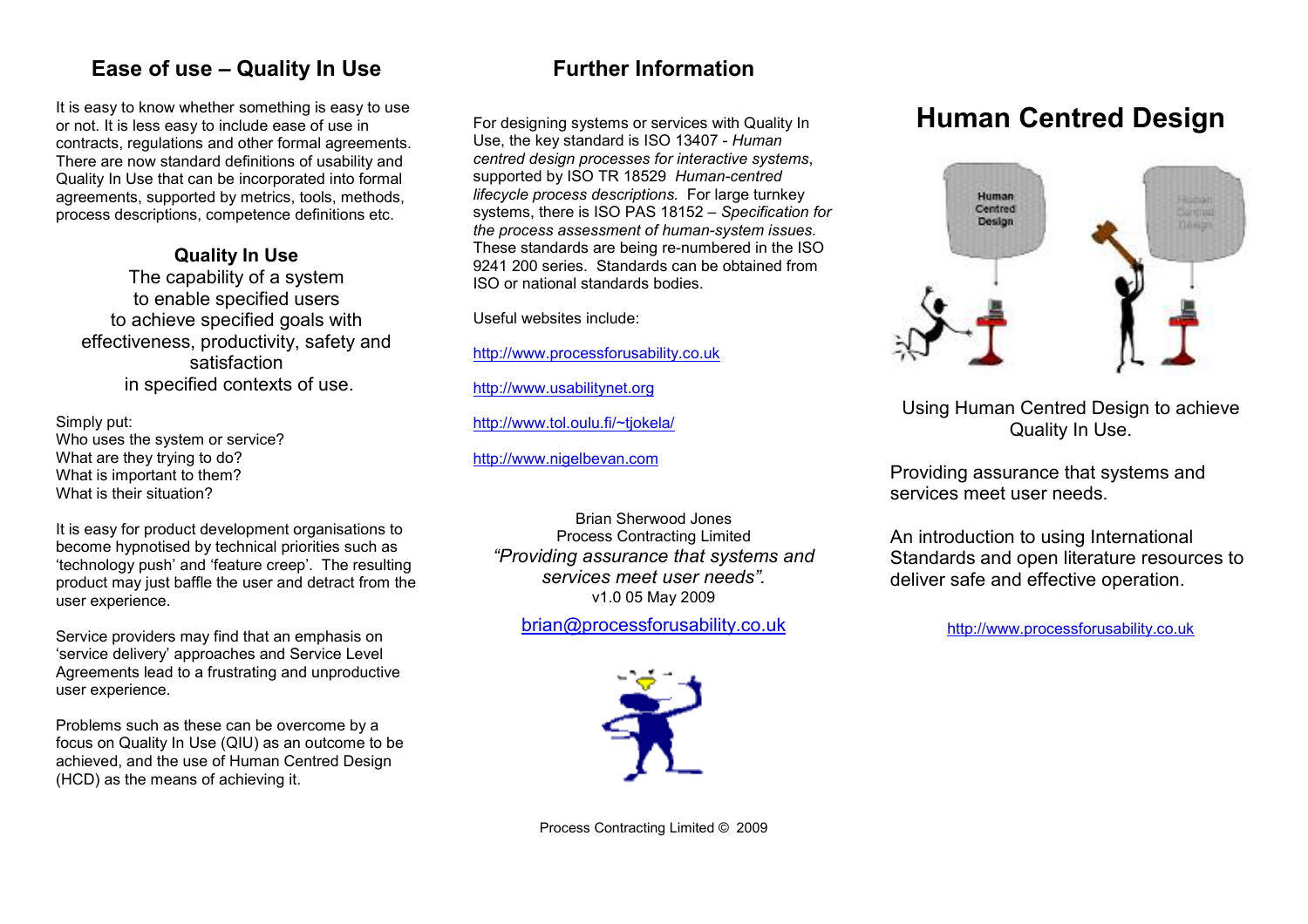## Ease of use – Quality In Use

It is easy to know whether something is easy to use or not. It is less easy to include ease of use in contracts, regulations and other formal agreements. There are now standard definitions of usability and Quality In Use that can be incorporated into formal agreements, supported by metrics, tools, methods, process descriptions, competence definitions etc.

**Quality In Use**

The capability of a system
to enable specified users
to achieve specified goals with
effectiveness, productivity, safety and satisfaction
in specified contexts of use.

Simply put:
Who uses the system or service?
What are they trying to do?
What is important to them?
What is their situation?

It is easy for product development organisations to become hypnotised by technical priorities such as 'technology push' and 'feature creep'. The resulting product may just baffle the user and detract from the user experience.

Service providers may find that an emphasis on 'service delivery' approaches and Service Level Agreements lead to a frustrating and unproductive user experience.

Problems such as these can be overcome by a focus on Quality In Use (QIU) as an outcome to be achieved, and the use of Human Centred Design (HCD) as the means of achieving it.

## Further Information

For designing systems or services with Quality In Use, the key standard is ISO 13407 - *Human centred design processes for interactive systems*, supported by ISO TR 18529 *Human-centred lifecycle process descriptions.* For large turnkey systems, there is ISO PAS 18152 – *Specification for the process assessment of human-system issues.* These standards are being re-numbered in the ISO 9241 200 series. Standards can be obtained from ISO or national standards bodies.

Useful websites include:

http://www.processforusability.co.uk

http://www.usabilitynet.org

http://www.tol.oulu.fi/~tjokela/

http://www.nigelbevan.com

Brian Sherwood Jones
Process Contracting Limited
*"Providing assurance that systems and services meet user needs".*
v1.0 05 May 2009

brian@processforusability.co.uk

Process Contracting Limited © 2009

# Human Centred Design

Using Human Centred Design to achieve Quality In Use.

Providing assurance that systems and services meet user needs.

An introduction to using International Standards and open literature resources to deliver safe and effective operation.

http://www.processforusability.co.uk